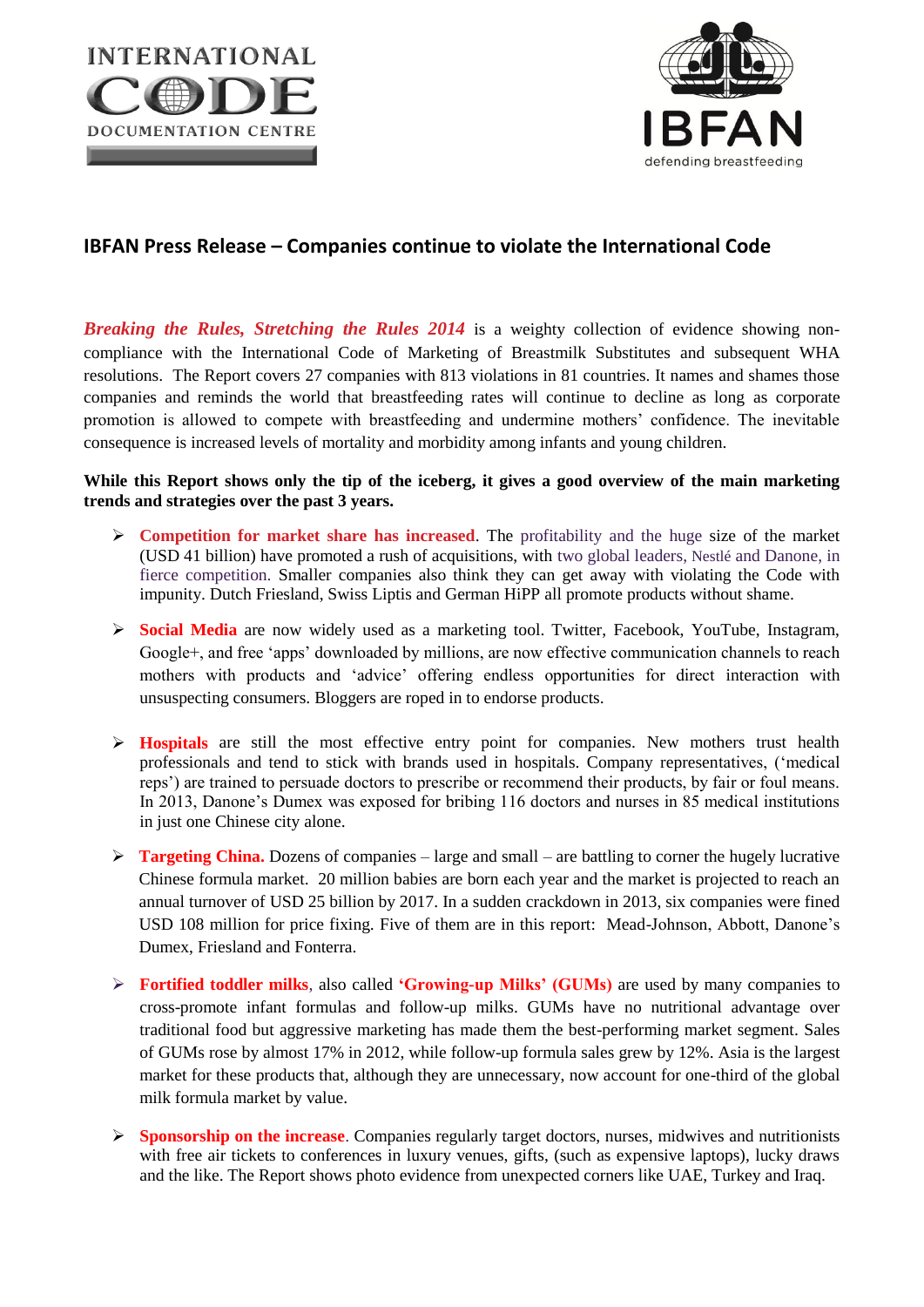INTERNATIONAL CODE DOCUMENTATION CENTRE

IBFAN defending breastfeeding

## IBFAN Press Release – Companies continue to violate the International Code

***Breaking the Rules, Stretching the Rules 2014*** is a weighty collection of evidence showing non-compliance with the International Code of Marketing of Breastmilk Substitutes and subsequent WHA resolutions. The Report covers 27 companies with 813 violations in 81 countries. It names and shames those companies and reminds the world that breastfeeding rates will continue to decline as long as corporate promotion is allowed to compete with breastfeeding and undermine mothers' confidence. The inevitable consequence is increased levels of mortality and morbidity among infants and young children.

**While this Report shows only the tip of the iceberg, it gives a good overview of the main marketing trends and strategies over the past 3 years.**

- **Competition for market share has increased**. The profitability and the huge size of the market (USD 41 billion) have promoted a rush of acquisitions, with two global leaders, Nestlé and Danone, in fierce competition. Smaller companies also think they can get away with violating the Code with impunity. Dutch Friesland, Swiss Liptis and German HiPP all promote products without shame.

- **Social Media** are now widely used as a marketing tool. Twitter, Facebook, YouTube, Instagram, Google+, and free 'apps' downloaded by millions, are now effective communication channels to reach mothers with products and 'advice' offering endless opportunities for direct interaction with unsuspecting consumers. Bloggers are roped in to endorse products.

- **Hospitals** are still the most effective entry point for companies. New mothers trust health professionals and tend to stick with brands used in hospitals. Company representatives, ('medical reps') are trained to persuade doctors to prescribe or recommend their products, by fair or foul means. In 2013, Danone's Dumex was exposed for bribing 116 doctors and nurses in 85 medical institutions in just one Chinese city alone.

- **Targeting China.** Dozens of companies – large and small – are battling to corner the hugely lucrative Chinese formula market. 20 million babies are born each year and the market is projected to reach an annual turnover of USD 25 billion by 2017. In a sudden crackdown in 2013, six companies were fined USD 108 million for price fixing. Five of them are in this report: Mead-Johnson, Abbott, Danone's Dumex, Friesland and Fonterra.

- **Fortified toddler milks**, also called **'Growing-up Milks' (GUMs)** are used by many companies to cross-promote infant formulas and follow-up milks. GUMs have no nutritional advantage over traditional food but aggressive marketing has made them the best-performing market segment. Sales of GUMs rose by almost 17% in 2012, while follow-up formula sales grew by 12%. Asia is the largest market for these products that, although they are unnecessary, now account for one-third of the global milk formula market by value.

- **Sponsorship on the increase**. Companies regularly target doctors, nurses, midwives and nutritionists with free air tickets to conferences in luxury venues, gifts, (such as expensive laptops), lucky draws and the like. The Report shows photo evidence from unexpected corners like UAE, Turkey and Iraq.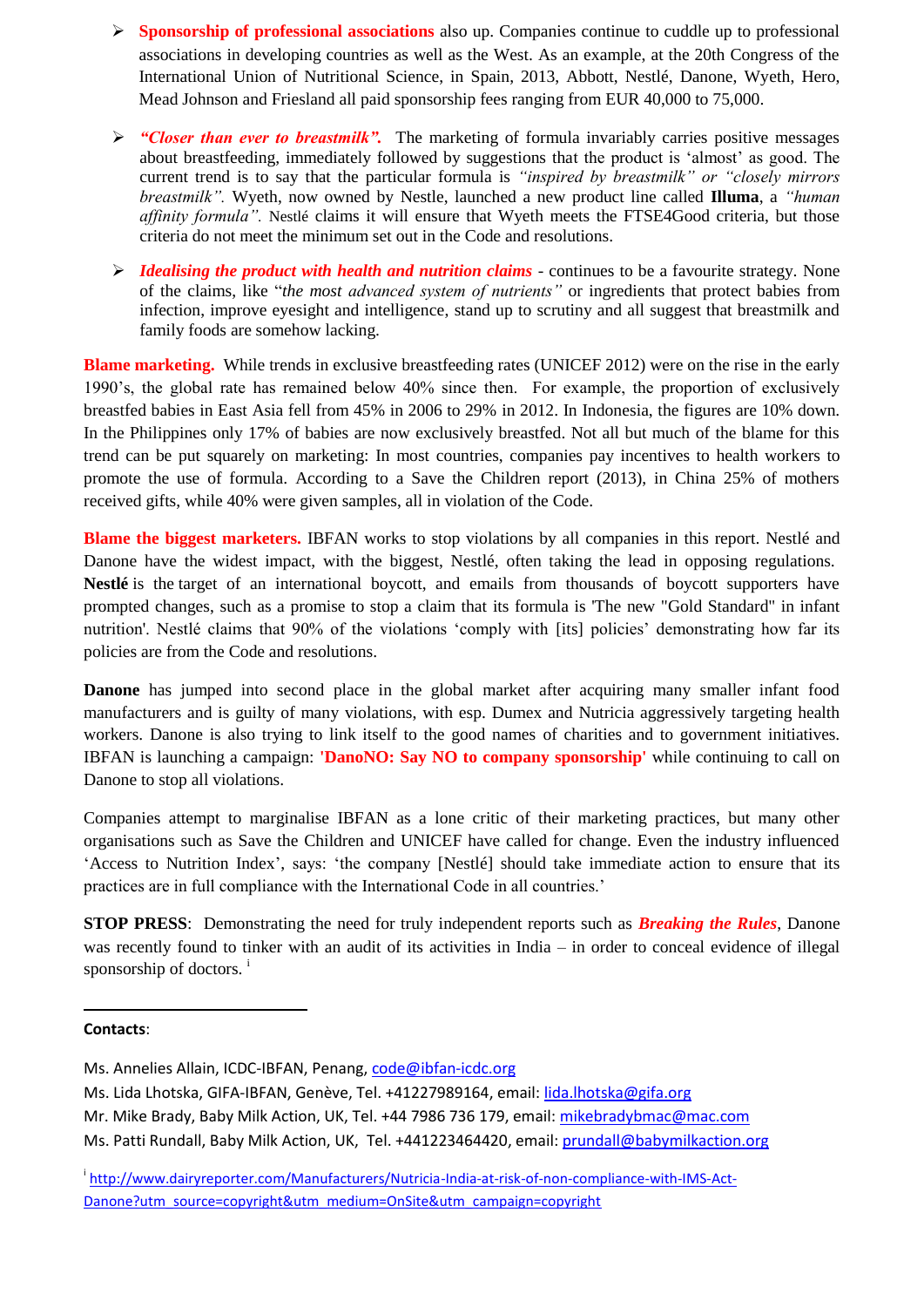- **Sponsorship of professional associations** also up. Companies continue to cuddle up to professional associations in developing countries as well as the West. As an example, at the 20th Congress of the International Union of Nutritional Science, in Spain, 2013, Abbott, Nestlé, Danone, Wyeth, Hero, Mead Johnson and Friesland all paid sponsorship fees ranging from EUR 40,000 to 75,000.

- ***"Closer than ever to breastmilk".*** The marketing of formula invariably carries positive messages about breastfeeding, immediately followed by suggestions that the product is 'almost' as good. The current trend is to say that the particular formula is *"inspired by breastmilk" or "closely mirrors breastmilk".* Wyeth, now owned by Nestle, launched a new product line called **Illuma**, a *"human affinity formula".* Nestlé claims it will ensure that Wyeth meets the FTSE4Good criteria, but those criteria do not meet the minimum set out in the Code and resolutions.

- ***Idealising the product with health and nutrition claims*** - continues to be a favourite strategy. None of the claims, like "*the most advanced system of nutrients"* or ingredients that protect babies from infection, improve eyesight and intelligence, stand up to scrutiny and all suggest that breastmilk and family foods are somehow lacking.

**Blame marketing.** While trends in exclusive breastfeeding rates (UNICEF 2012) were on the rise in the early 1990's, the global rate has remained below 40% since then. For example, the proportion of exclusively breastfed babies in East Asia fell from 45% in 2006 to 29% in 2012. In Indonesia, the figures are 10% down. In the Philippines only 17% of babies are now exclusively breastfed. Not all but much of the blame for this trend can be put squarely on marketing: In most countries, companies pay incentives to health workers to promote the use of formula. According to a Save the Children report (2013), in China 25% of mothers received gifts, while 40% were given samples, all in violation of the Code.

**Blame the biggest marketers.** IBFAN works to stop violations by all companies in this report. Nestlé and Danone have the widest impact, with the biggest, Nestlé, often taking the lead in opposing regulations. **Nestlé** is the target of an international boycott, and emails from thousands of boycott supporters have prompted changes, such as a promise to stop a claim that its formula is 'The new "Gold Standard" in infant nutrition'. Nestlé claims that 90% of the violations 'comply with [its] policies' demonstrating how far its policies are from the Code and resolutions.

**Danone** has jumped into second place in the global market after acquiring many smaller infant food manufacturers and is guilty of many violations, with esp. Dumex and Nutricia aggressively targeting health workers. Danone is also trying to link itself to the good names of charities and to government initiatives. IBFAN is launching a campaign: **'DanoNO: Say NO to company sponsorship'** while continuing to call on Danone to stop all violations.

Companies attempt to marginalise IBFAN as a lone critic of their marketing practices, but many other organisations such as Save the Children and UNICEF have called for change. Even the industry influenced 'Access to Nutrition Index', says: 'the company [Nestlé] should take immediate action to ensure that its practices are in full compliance with the International Code in all countries.'

**STOP PRESS**: Demonstrating the need for truly independent reports such as ***Breaking the Rules***, Danone was recently found to tinker with an audit of its activities in India – in order to conceal evidence of illegal sponsorship of doctors. [i]

---

**Contacts**:

Ms. Annelies Allain, ICDC-IBFAN, Penang, code@ibfan-icdc.org

Ms. Lida Lhotska, GIFA-IBFAN, Genève, Tel. +41227989164, email: lida.lhotska@gifa.org

Mr. Mike Brady, Baby Milk Action, UK, Tel. +44 7986 736 179, email: mikebradybmac@mac.com

Ms. Patti Rundall, Baby Milk Action, UK, Tel. +441223464420, email: prundall@babymilkaction.org

[i] http://www.dairyreporter.com/Manufacturers/Nutricia-India-at-risk-of-non-compliance-with-IMS-Act-Danone?utm_source=copyright&utm_medium=OnSite&utm_campaign=copyright